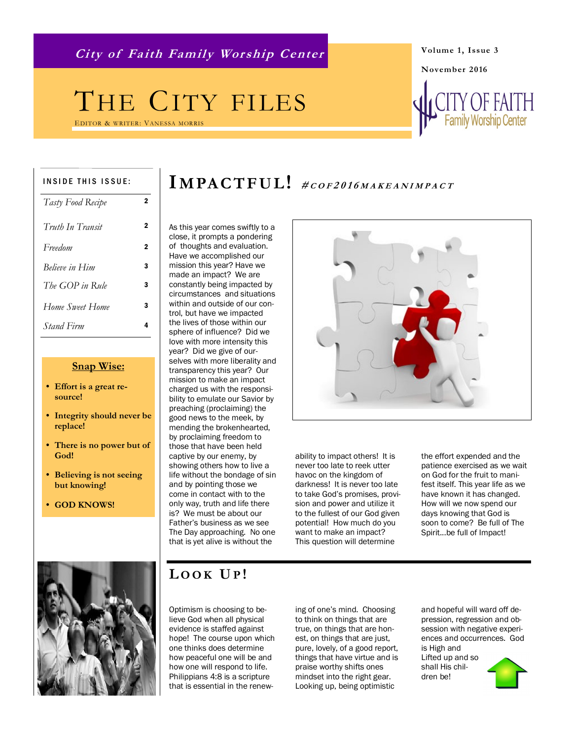**City of Faith Family Worship Center**

Volume 1, Issue 3

November 2016

# THE CITY FILES

EDITOR & WRITER: VANESSA MORRIS

**INSIDE THIS ISSUE:**

| | |
|---|---|
| *Tasty Food Recipe* | 2 |
| *Truth In Transit* | 2 |
| *Freedom* | 2 |
| *Believe in Him* | 3 |
| *The GOP in Rule* | 3 |
| *Home Sweet Home* | 3 |
| *Stand Firm* | 4 |

**Snap Wise:**

- **Effort is a great resource!**
- **Integrity should never be replace!**
- **There is no power but of God!**
- **Believing is not seeing but knowing!**
- **GOD KNOWS!**

## IMPACTFUL! *#COF2016MAKEANIMPACT*

As this year comes swiftly to a close, it prompts a pondering of thoughts and evaluation. Have we accomplished our mission this year? Have we made an impact? We are constantly being impacted by circumstances and situations within and outside of our control, but have we impacted the lives of those within our sphere of influence? Did we love with more intensity this year? Did we give of ourselves with more liberality and transparency this year? Our mission to make an impact charged us with the responsibility to emulate our Savior by preaching (proclaiming) the good news to the meek, by mending the brokenhearted, by proclaiming freedom to those that have been held captive by our enemy, by showing others how to live a life without the bondage of sin and by pointing those we come in contact with to the only way, truth and life there is? We must be about our Father's business as we see The Day approaching. No one that is yet alive is without the ability to impact others! It is never too late to reek utter havoc on the kingdom of darkness! It is never too late to take God's promises, provision and power and utilize it to the fullest of our God given potential! How much do you want to make an impact? This question will determine the effort expended and the patience exercised as we wait on God for the fruit to manifest itself. This year life as we have known it has changed. How will we now spend our days knowing that God is soon to come? Be full of The Spirit...be full of Impact!

## LOOK UP!

Optimism is choosing to believe God when all physical evidence is staffed against hope! The course upon which one thinks does determine how peaceful one will be and how one will respond to life. Philippians 4:8 is a scripture that is essential in the renewing of one's mind. Choosing to think on things that are true, on things that are honest, on things that are just, pure, lovely, of a good report, things that have virtue and is praise worthy shifts ones mindset into the right gear. Looking up, being optimistic and hopeful will ward off depression, regression and obsession with negative experiences and occurrences. God is High and Lifted up and so shall His children be!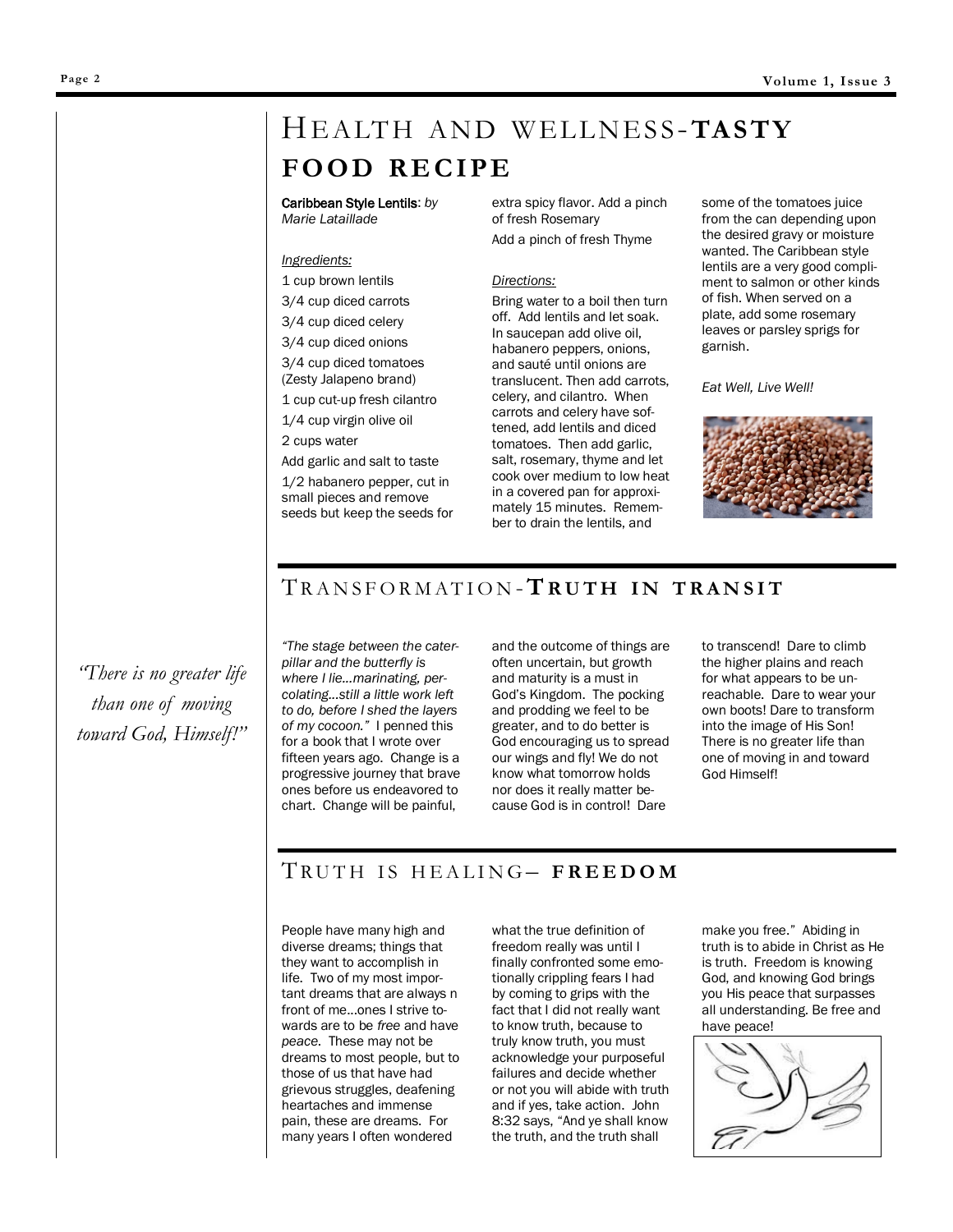# HEALTH AND WELLNESS-**TASTY FOOD RECIPE**

**Caribbean Style Lentils**: *by Marie Lataillade*

*Ingredients:*

1 cup brown lentils

3/4 cup diced carrots

3/4 cup diced celery

3/4 cup diced onions

3/4 cup diced tomatoes (Zesty Jalapeno brand)

1 cup cut-up fresh cilantro

1/4 cup virgin olive oil

2 cups water

Add garlic and salt to taste

1/2 habanero pepper, cut in small pieces and remove seeds but keep the seeds for extra spicy flavor. Add a pinch of fresh Rosemary

Add a pinch of fresh Thyme

*Directions:*

Bring water to a boil then turn off. Add lentils and let soak. In saucepan add olive oil, habanero peppers, onions, and sauté until onions are translucent. Then add carrots, celery, and cilantro. When carrots and celery have softened, add lentils and diced tomatoes. Then add garlic, salt, rosemary, thyme and let cook over medium to low heat in a covered pan for approximately 15 minutes. Remember to drain the lentils, and some of the tomatoes juice from the can depending upon the desired gravy or moisture wanted. The Caribbean style lentils are a very good compliment to salmon or other kinds of fish. When served on a plate, add some rosemary leaves or parsley sprigs for garnish.

*Eat Well, Live Well!*

# TRANSFORMATION-**TRUTH IN TRANSIT**

*"There is no greater life than one of moving toward God, Himself!"*

*"The stage between the caterpillar and the butterfly is where I lie…marinating, percolating…still a little work left to do, before I shed the layers of my cocoon."* I penned this for a book that I wrote over fifteen years ago. Change is a progressive journey that brave ones before us endeavored to chart. Change will be painful, and the outcome of things are often uncertain, but growth and maturity is a must in God's Kingdom. The pocking and prodding we feel to be greater, and to do better is God encouraging us to spread our wings and fly! We do not know what tomorrow holds nor does it really matter because God is in control! Dare to transcend! Dare to climb the higher plains and reach for what appears to be unreachable. Dare to wear your own boots! Dare to transform into the image of His Son! There is no greater life than one of moving in and toward God Himself!

# TRUTH IS HEALING– **FREEDOM**

People have many high and diverse dreams; things that they want to accomplish in life. Two of my most important dreams that are always n front of me…ones I strive towards are to be *free* and have *peace*. These may not be dreams to most people, but to those of us that have had grievous struggles, deafening heartaches and immense pain, these are dreams. For many years I often wondered what the true definition of freedom really was until I finally confronted some emotionally crippling fears I had by coming to grips with the fact that I did not really want to know truth, because to truly know truth, you must acknowledge your purposeful failures and decide whether or not you will abide with truth and if yes, take action. John 8:32 says, "And ye shall know the truth, and the truth shall make you free." Abiding in truth is to abide in Christ as He is truth. Freedom is knowing God, and knowing God brings you His peace that surpasses all understanding. Be free and have peace!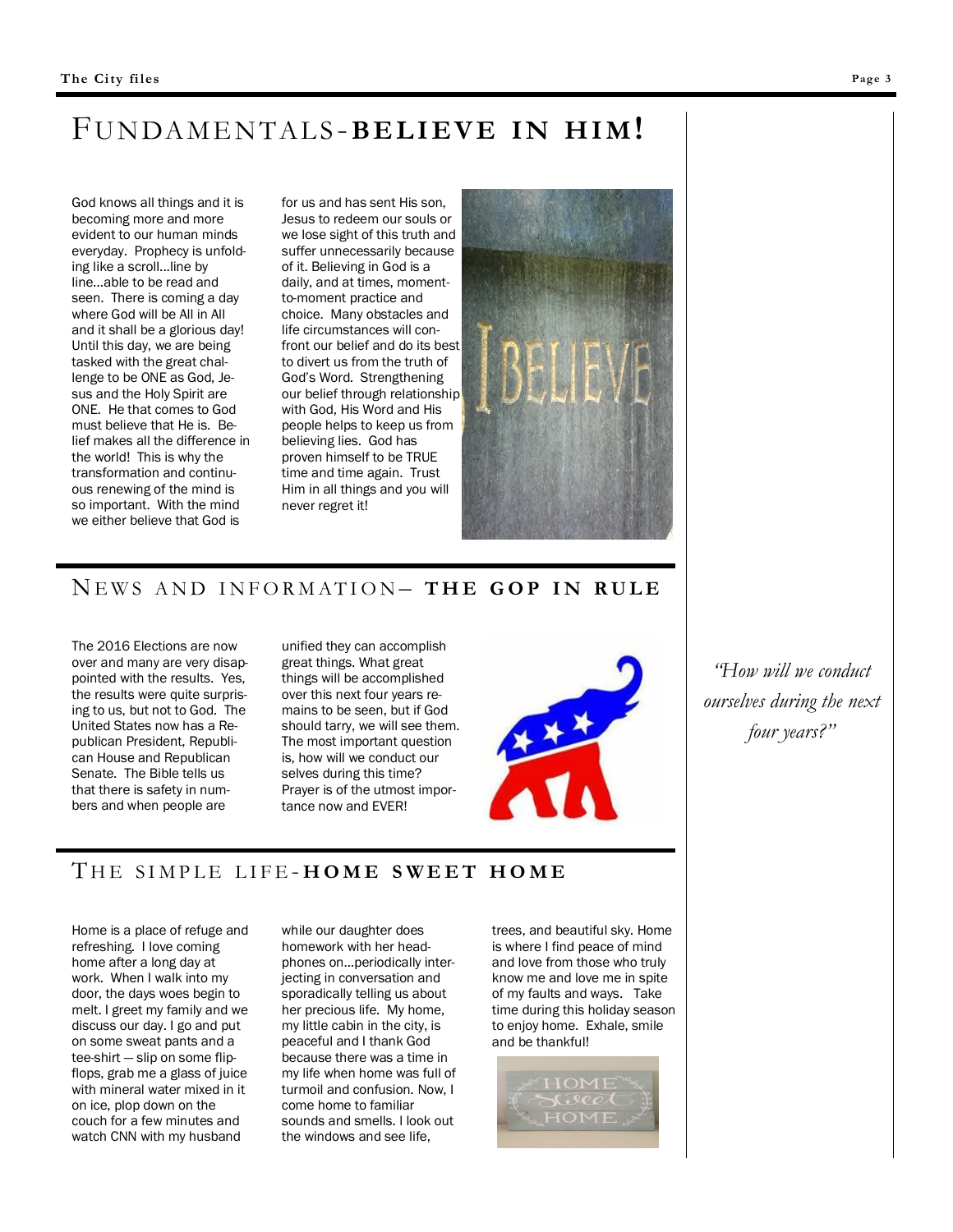# FUNDAMENTALS-BELIEVE IN HIM!

God knows all things and it is becoming more and more evident to our human minds everyday. Prophecy is unfolding like a scroll…line by line…able to be read and seen. There is coming a day where God will be All in All and it shall be a glorious day! Until this day, we are being tasked with the great challenge to be ONE as God, Jesus and the Holy Spirit are ONE. He that comes to God must believe that He is. Belief makes all the difference in the world! This is why the transformation and continuous renewing of the mind is so important. With the mind we either believe that God is for us and has sent His son, Jesus to redeem our souls or we lose sight of this truth and suffer unnecessarily because of it. Believing in God is a daily, and at times, moment-to-moment practice and choice. Many obstacles and life circumstances will confront our belief and do its best to divert us from the truth of God's Word. Strengthening our belief through relationship with God, His Word and His people helps to keep us from believing lies. God has proven himself to be TRUE time and time again. Trust Him in all things and you will never regret it!

# NEWS AND INFORMATION– THE GOP IN RULE

The 2016 Elections are now over and many are very disappointed with the results. Yes, the results were quite surprising to us, but not to God. The United States now has a Republican President, Republican House and Republican Senate. The Bible tells us that there is safety in numbers and when people are unified they can accomplish great things. What great things will be accomplished over this next four years remains to be seen, but if God should tarry, we will see them. The most important question is, how will we conduct our selves during this time? Prayer is of the utmost importance now and EVER!

*"How will we conduct ourselves during the next four years?"*

# THE SIMPLE LIFE-HOME SWEET HOME

Home is a place of refuge and refreshing. I love coming home after a long day at work. When I walk into my door, the days woes begin to melt. I greet my family and we discuss our day. I go and put on some sweat pants and a tee-shirt — slip on some flip-flops, grab me a glass of juice with mineral water mixed in it on ice, plop down on the couch for a few minutes and watch CNN with my husband while our daughter does homework with her headphones on…periodically interjecting in conversation and sporadically telling us about her precious life. My home, my little cabin in the city, is peaceful and I thank God because there was a time in my life when home was full of turmoil and confusion. Now, I come home to familiar sounds and smells. I look out the windows and see life, trees, and beautiful sky. Home is where I find peace of mind and love from those who truly know me and love me in spite of my faults and ways. Take time during this holiday season to enjoy home. Exhale, smile and be thankful!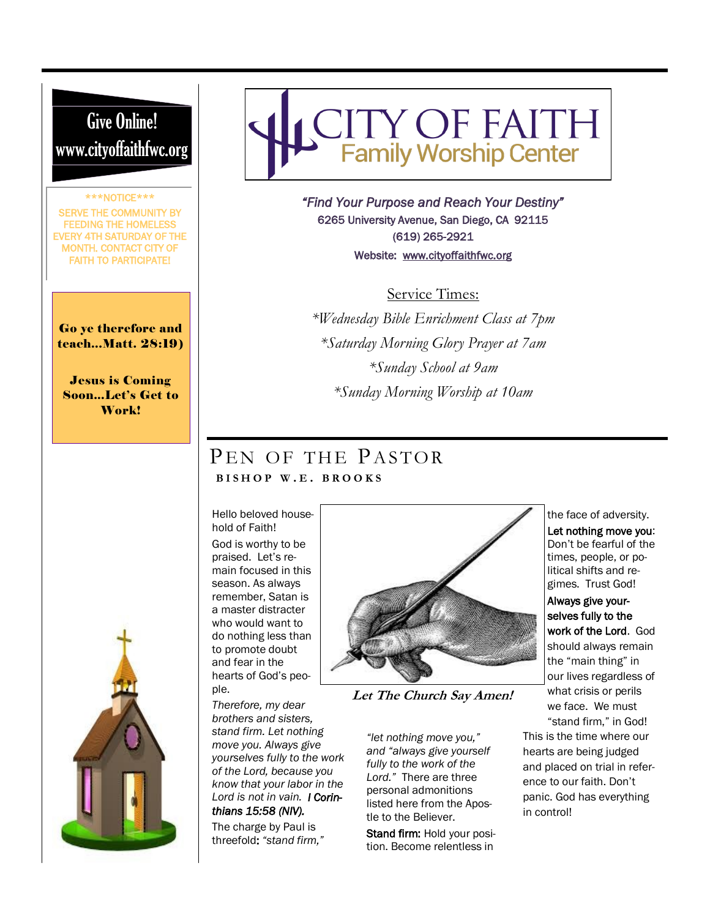**Give Online!**
**www.cityoffaithfwc.org**

\*\*\*NOTICE\*\*\*
SERVE THE COMMUNITY BY FEEDING THE HOMELESS EVERY 4TH SATURDAY OF THE MONTH. CONTACT CITY OF FAITH TO PARTICIPATE!

**Go ye therefore and teach…Matt. 28:19)**

**Jesus is Coming Soon…Let's Get to Work!**

# CITY OF FAITH
## Family Worship Center

*"Find Your Purpose and Reach Your Destiny"*
6265 University Avenue, San Diego, CA 92115
(619) 265-2921
Website: www.cityoffaithfwc.org

Service Times:

*\*Wednesday Bible Enrichment Class at 7pm*
*\*Saturday Morning Glory Prayer at 7am*
*\*Sunday School at 9am*
*\*Sunday Morning Worship at 10am*

## PEN OF THE PASTOR

**BISHOP W.E. BROOKS**

Hello beloved household of Faith!

God is worthy to be praised. Let's remain focused in this season. As always remember, Satan is a master distracter who would want to do nothing less than to promote doubt and fear in the hearts of God's people.

*Therefore, my dear brothers and sisters, stand firm. Let nothing move you. Always give yourselves fully to the work of the Lord, because you know that your labor in the Lord is not in vain.* ***I Corinthians 15:58 (NIV).***

The charge by Paul is threefold: *"stand firm," "let nothing move you,"* and *"always give yourself fully to the work of the Lord."* There are three personal admonitions listed here from the Apostle to the Believer.

**Let The Church Say Amen!**

**Stand firm:** Hold your position. Become relentless in the face of adversity.

**Let nothing move you**: Don't be fearful of the times, people, or political shifts and regimes. Trust God!

**Always give yourselves fully to the work of the Lord**. God should always remain the "main thing" in our lives regardless of what crisis or perils we face. We must "stand firm," in God!

This is the time where our hearts are being judged and placed on trial in reference to our faith. Don't panic. God has everything in control!